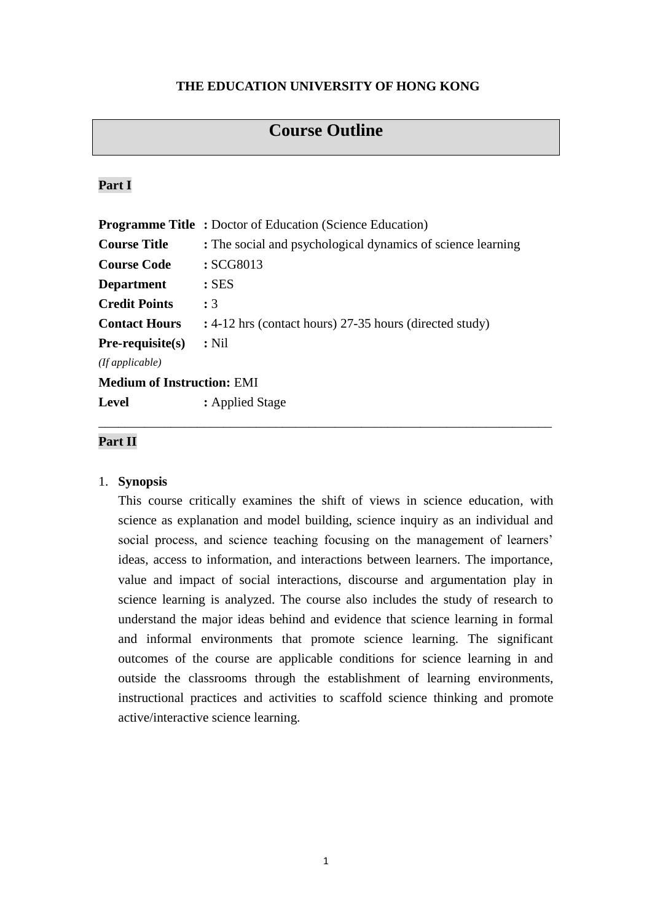**THE EDUCATION UNIVERSITY OF HONG KONG**

# Course Outline

## Part I

**Programme Title :** Doctor of Education (Science Education)
**Course Title :** The social and psychological dynamics of science learning
**Course Code :** SCG8013
**Department :** SES
**Credit Points :** 3
**Contact Hours :** 4-12 hrs (contact hours) 27-35 hours (directed study)
**Pre-requisite(s) :** Nil
*(If applicable)*
**Medium of Instruction:** EMI
**Level :** Applied Stage

---

## Part II

1. **Synopsis**

   This course critically examines the shift of views in science education, with science as explanation and model building, science inquiry as an individual and social process, and science teaching focusing on the management of learners' ideas, access to information, and interactions between learners. The importance, value and impact of social interactions, discourse and argumentation play in science learning is analyzed. The course also includes the study of research to understand the major ideas behind and evidence that science learning in formal and informal environments that promote science learning. The significant outcomes of the course are applicable conditions for science learning in and outside the classrooms through the establishment of learning environments, instructional practices and activities to scaffold science thinking and promote active/interactive science learning.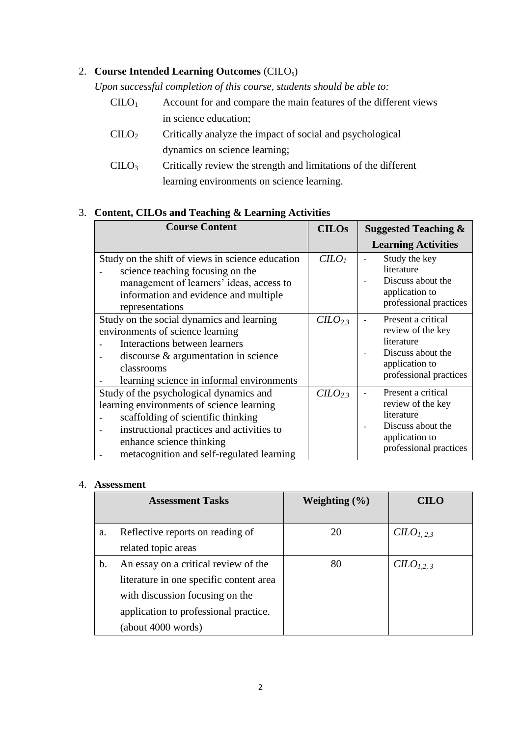2. **Course Intended Learning Outcomes** ($CILO_s$)

   *Upon successful completion of this course, students should be able to:*

   $CILO_1$ Account for and compare the main features of the different views in science education;

   $CILO_2$ Critically analyze the impact of social and psychological dynamics on science learning;

   $CILO_3$ Critically review the strength and limitations of the different learning environments on science learning.

3. **Content, CILOs and Teaching & Learning Activities**

| Course Content | CILOs | Suggested Teaching & Learning Activities |
|---|---|---|
| Study on the shift of views in science education<br>- science teaching focusing on the management of learners' ideas, access to information and evidence and multiple representations | $CILO_1$ | - Study the key literature<br>- Discuss about the application to professional practices |
| Study on the social dynamics and learning environments of science learning<br>- Interactions between learners<br>- discourse & argumentation in science classrooms<br>- learning science in informal environments | $CILO_{2,3}$ | - Present a critical review of the key literature<br>- Discuss about the application to professional practices |
| Study of the psychological dynamics and learning environments of science learning<br>- scaffolding of scientific thinking<br>- instructional practices and activities to enhance science thinking<br>- metacognition and self-regulated learning | $CILO_{2,3}$ | - Present a critical review of the key literature<br>- Discuss about the application to professional practices |

4. **Assessment**

| Assessment Tasks | Weighting (%) | CILO |
|---|---|---|
| a. Reflective reports on reading of related topic areas | 20 | $CILO_{1, 2,3}$ |
| b. An essay on a critical review of the literature in one specific content area with discussion focusing on the application to professional practice. (about 4000 words) | 80 | $CILO_{1,2, 3}$ |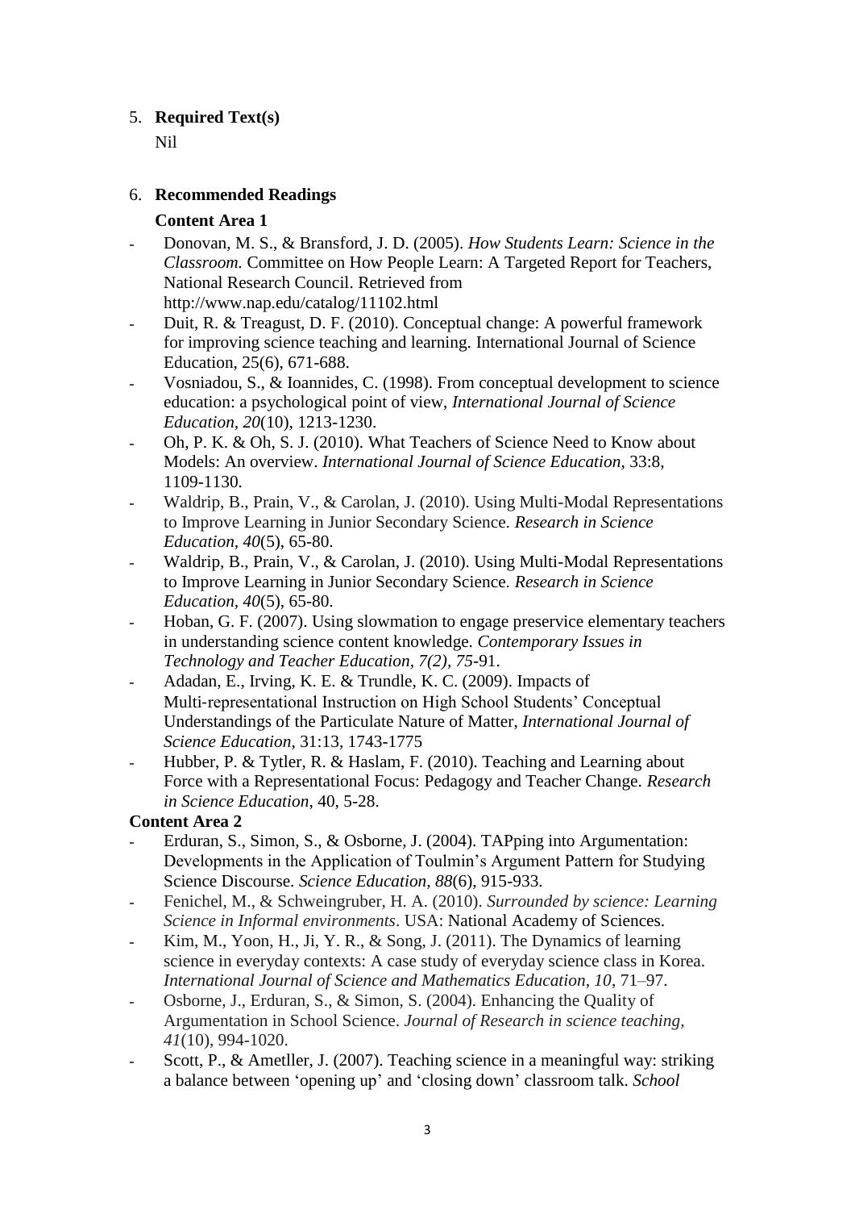5. **Required Text(s)**

   Nil

6. **Recommended Readings**

   **Content Area 1**

- Donovan, M. S., & Bransford, J. D. (2005). *How Students Learn: Science in the Classroom.* Committee on How People Learn: A Targeted Report for Teachers, National Research Council. Retrieved from http://www.nap.edu/catalog/11102.html
- Duit, R. & Treagust, D. F. (2010). Conceptual change: A powerful framework for improving science teaching and learning. International Journal of Science Education, 25(6), 671-688.
- Vosniadou, S., & Ioannides, C. (1998). From conceptual development to science education: a psychological point of view, *International Journal of Science Education, 20*(10), 1213-1230.
- Oh, P. K. & Oh, S. J. (2010). What Teachers of Science Need to Know about Models: An overview. *International Journal of Science Education*, 33:8, 1109-1130.
- Waldrip, B., Prain, V., & Carolan, J. (2010). Using Multi-Modal Representations to Improve Learning in Junior Secondary Science. *Research in Science Education, 40*(5), 65-80.
- Waldrip, B., Prain, V., & Carolan, J. (2010). Using Multi-Modal Representations to Improve Learning in Junior Secondary Science. *Research in Science Education, 40*(5), 65-80.
- Hoban, G. F. (2007). Using slowmation to engage preservice elementary teachers in understanding science content knowledge. *Contemporary Issues in Technology and Teacher Education, 7(2), 75*-91.
- Adadan, E., Irving, K. E. & Trundle, K. C. (2009). Impacts of Multi‐representational Instruction on High School Students' Conceptual Understandings of the Particulate Nature of Matter, *International Journal of Science Education*, 31:13, 1743-1775
- Hubber, P. & Tytler, R. & Haslam, F. (2010). Teaching and Learning about Force with a Representational Focus: Pedagogy and Teacher Change. *Research in Science Education*, 40, 5-28.

**Content Area 2**

- Erduran, S., Simon, S., & Osborne, J. (2004). TAPping into Argumentation: Developments in the Application of Toulmin's Argument Pattern for Studying Science Discourse. *Science Education, 88*(6), 915-933.
- Fenichel, M., & Schweingruber, H. A. (2010). *Surrounded by science: Learning Science in Informal environments*. USA: National Academy of Sciences.
- Kim, M., Yoon, H., Ji, Y. R., & Song, J. (2011). The Dynamics of learning science in everyday contexts: A case study of everyday science class in Korea. *International Journal of Science and Mathematics Education, 10*, 71–97.
- Osborne, J., Erduran, S., & Simon, S. (2004). Enhancing the Quality of Argumentation in School Science. *Journal of Research in science teaching, 41*(10), 994-1020.
- Scott, P., & Ametller, J. (2007). Teaching science in a meaningful way: striking a balance between 'opening up' and 'closing down' classroom talk. *School*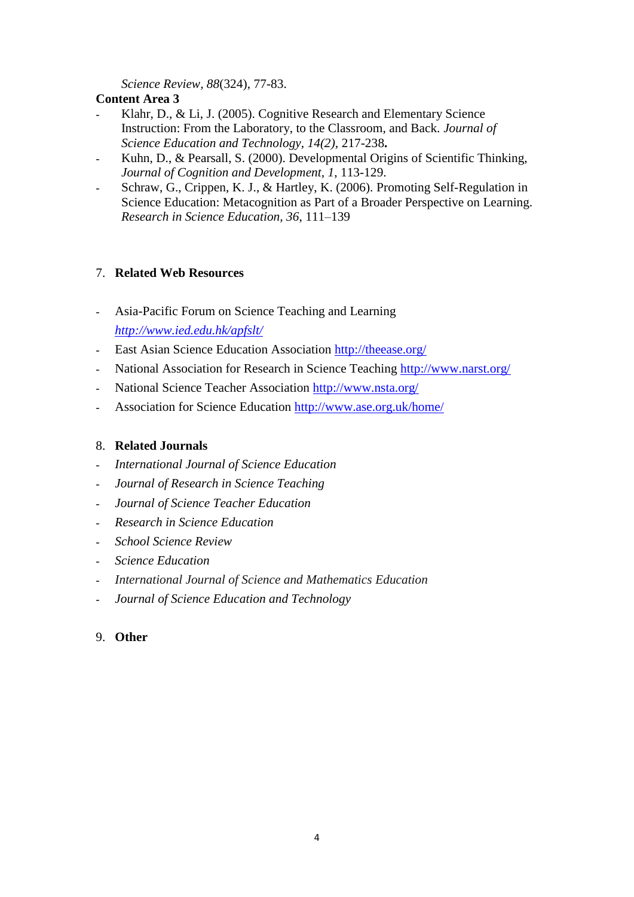*Science Review*, *88*(324), 77-83.

**Content Area 3**

- Klahr, D., & Li, J. (2005). Cognitive Research and Elementary Science Instruction: From the Laboratory, to the Classroom, and Back. *Journal of Science Education and Technology*, *14(2)*, 217-238**.**
- Kuhn, D., & Pearsall, S. (2000). Developmental Origins of Scientific Thinking, *Journal of Cognition and Development*, *1*, 113-129.
- Schraw, G., Crippen, K. J., & Hartley, K. (2006). Promoting Self-Regulation in Science Education: Metacognition as Part of a Broader Perspective on Learning. *Research in Science Education*, *36*, 111–139

## 7. Related Web Resources

- Asia-Pacific Forum on Science Teaching and Learning *http://www.ied.edu.hk/apfslt/*
- East Asian Science Education Association http://theease.org/
- National Association for Research in Science Teaching http://www.narst.org/
- National Science Teacher Association http://www.nsta.org/
- Association for Science Education http://www.ase.org.uk/home/

## 8. Related Journals

- *International Journal of Science Education*
- *Journal of Research in Science Teaching*
- *Journal of Science Teacher Education*
- *Research in Science Education*
- *School Science Review*
- *Science Education*
- *International Journal of Science and Mathematics Education*
- *Journal of Science Education and Technology*

## 9. Other